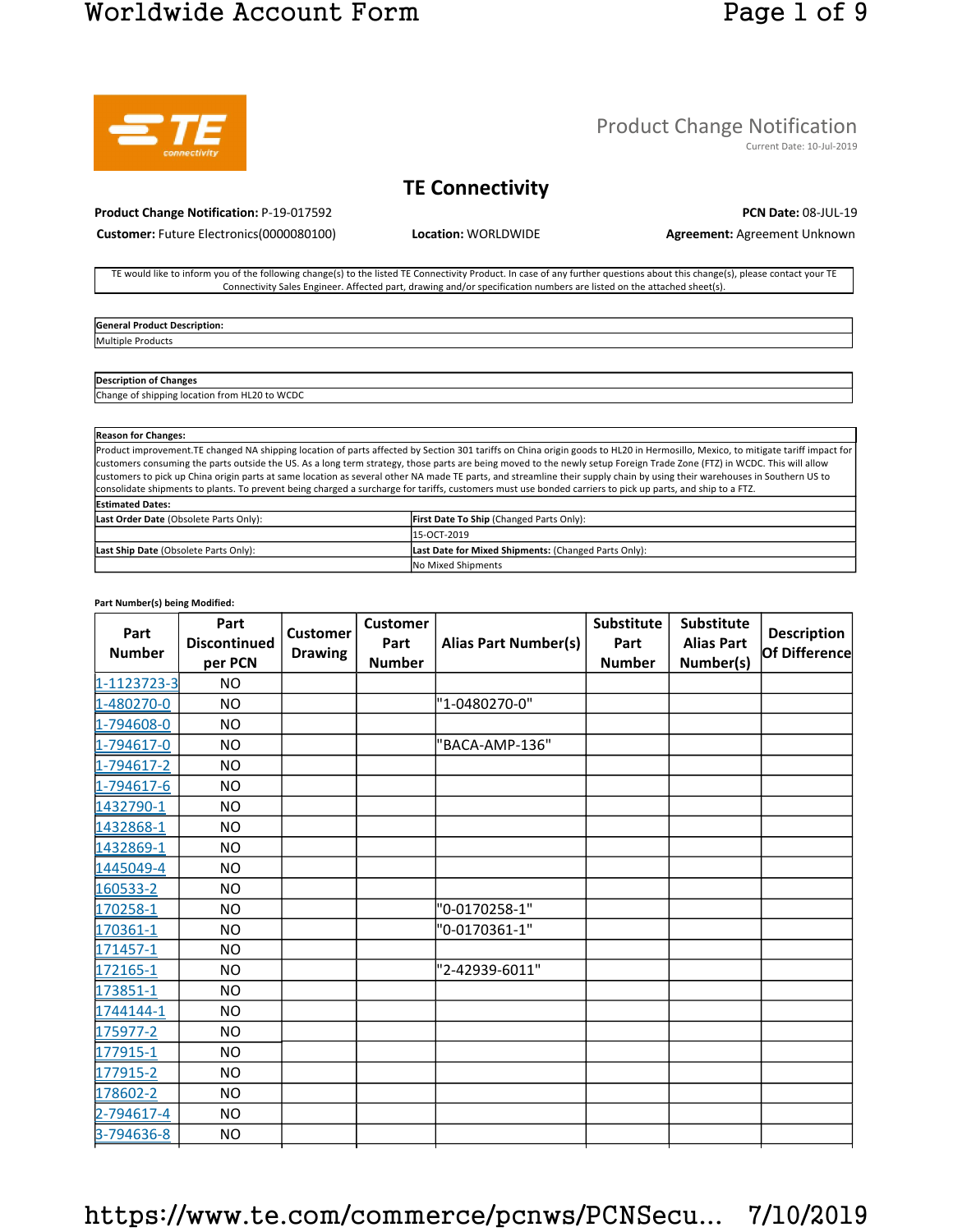# Product Change Notification

Current Date: 10-Jul-2019

## TE Connectivity

**Product Change Notification:** P-19-017592

**PCN Date:** 08-JUL-19

**Customer:** Future Electronics(0000080100)

**Location:** WORLDWIDE

**Agreement:** Agreement Unknown

TE would like to inform you of the following change(s) to the listed TE Connectivity Product. In case of any further questions about this change(s), please contact your TE Connectivity Sales Engineer. Affected part, drawing and/or specification numbers are listed on the attached sheet(s).

**General Product Description:**

Multiple Products

**Description of Changes**

Change of shipping location from HL20 to WCDC

**Reason for Changes:**

Product improvement.TE changed NA shipping location of parts affected by Section 301 tariffs on China origin goods to HL20 in Hermosillo, Mexico, to mitigate tariff impact for customers consuming the parts outside the US. As a long term strategy, those parts are being moved to the newly setup Foreign Trade Zone (FTZ) in WCDC. This will allow customers to pick up China origin parts at same location as several other NA made TE parts, and streamline their supply chain by using their warehouses in Southern US to consolidate shipments to plants. To prevent being charged a surcharge for tariffs, customers must use bonded carriers to pick up parts, and ship to a FTZ.

**Estimated Dates:**

| **Last Order Date** (Obsolete Parts Only): | **First Date To Ship** (Changed Parts Only): |
|---|---|
| | 15-OCT-2019 |
| **Last Ship Date** (Obsolete Parts Only): | **Last Date for Mixed Shipments:** (Changed Parts Only): |
| | No Mixed Shipments |

**Part Number(s) being Modified:**

| Part Number | Part Discontinued per PCN | Customer Drawing | Customer Part Number | Alias Part Number(s) | Substitute Part Number | Substitute Alias Part Number(s) | Description Of Difference |
|---|---|---|---|---|---|---|---|
| 1-1123723-3 | NO | | | | | | |
| 1-480270-0 | NO | | | "1-0480270-0" | | | |
| 1-794608-0 | NO | | | | | | |
| 1-794617-0 | NO | | | "BACA-AMP-136" | | | |
| 1-794617-2 | NO | | | | | | |
| 1-794617-6 | NO | | | | | | |
| 1432790-1 | NO | | | | | | |
| 1432868-1 | NO | | | | | | |
| 1432869-1 | NO | | | | | | |
| 1445049-4 | NO | | | | | | |
| 160533-2 | NO | | | | | | |
| 170258-1 | NO | | | "0-0170258-1" | | | |
| 170361-1 | NO | | | "0-0170361-1" | | | |
| 171457-1 | NO | | | | | | |
| 172165-1 | NO | | | "2-42939-6011" | | | |
| 173851-1 | NO | | | | | | |
| 1744144-1 | NO | | | | | | |
| 175977-2 | NO | | | | | | |
| 177915-1 | NO | | | | | | |
| 177915-2 | NO | | | | | | |
| 178602-2 | NO | | | | | | |
| 2-794617-4 | NO | | | | | | |
| 3-794636-8 | NO | | | | | | |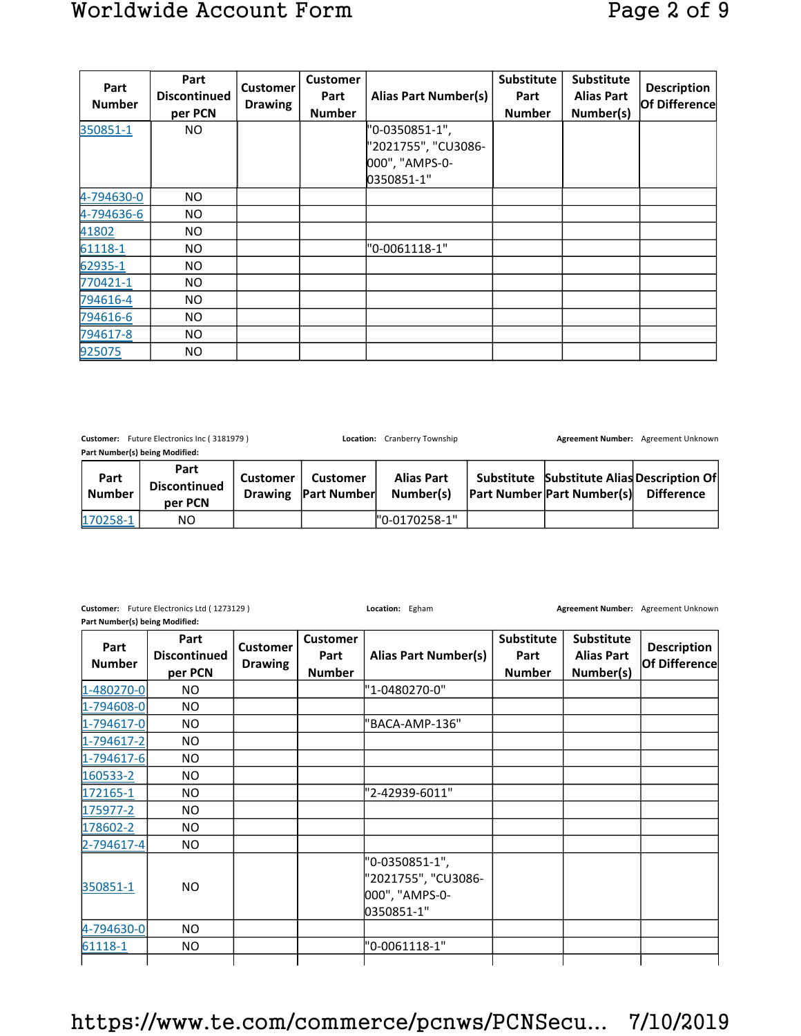| Part Number | Part Discontinued per PCN | Customer Drawing | Customer Part Number | Alias Part Number(s) | Substitute Part Number | Substitute Alias Part Number(s) | Description Of Difference |
|---|---|---|---|---|---|---|---|
| 350851-1 | NO | | | "0-0350851-1", "2021755", "CU3086-000", "AMPS-0-0350851-1" | | | |
| 4-794630-0 | NO | | | | | | |
| 4-794636-6 | NO | | | | | | |
| 41802 | NO | | | | | | |
| 61118-1 | NO | | | "0-0061118-1" | | | |
| 62935-1 | NO | | | | | | |
| 770421-1 | NO | | | | | | |
| 794616-4 | NO | | | | | | |
| 794616-6 | NO | | | | | | |
| 794617-8 | NO | | | | | | |
| 925075 | NO | | | | | | |

**Customer:** Future Electronics Inc ( 3181979 ) **Location:** Cranberry Township **Agreement Number:** Agreement Unknown

**Part Number(s) being Modified:**

| Part Number | Part Discontinued per PCN | Customer Drawing | Customer Part Number | Alias Part Number(s) | Substitute Part Number | Substitute Alias Part Number(s) | Description Of Difference |
|---|---|---|---|---|---|---|---|
| 170258-1 | NO | | | "0-0170258-1" | | | |

**Customer:** Future Electronics Ltd ( 1273129 ) **Location:** Egham **Agreement Number:** Agreement Unknown

**Part Number(s) being Modified:**

| Part Number | Part Discontinued per PCN | Customer Drawing | Customer Part Number | Alias Part Number(s) | Substitute Part Number | Substitute Alias Part Number(s) | Description Of Difference |
|---|---|---|---|---|---|---|---|
| 1-480270-0 | NO | | | "1-0480270-0" | | | |
| 1-794608-0 | NO | | | | | | |
| 1-794617-0 | NO | | | "BACA-AMP-136" | | | |
| 1-794617-2 | NO | | | | | | |
| 1-794617-6 | NO | | | | | | |
| 160533-2 | NO | | | | | | |
| 172165-1 | NO | | | "2-42939-6011" | | | |
| 175977-2 | NO | | | | | | |
| 178602-2 | NO | | | | | | |
| 2-794617-4 | NO | | | | | | |
| 350851-1 | NO | | | "0-0350851-1", "2021755", "CU3086-000", "AMPS-0-0350851-1" | | | |
| 4-794630-0 | NO | | | | | | |
| 61118-1 | NO | | | "0-0061118-1" | | | |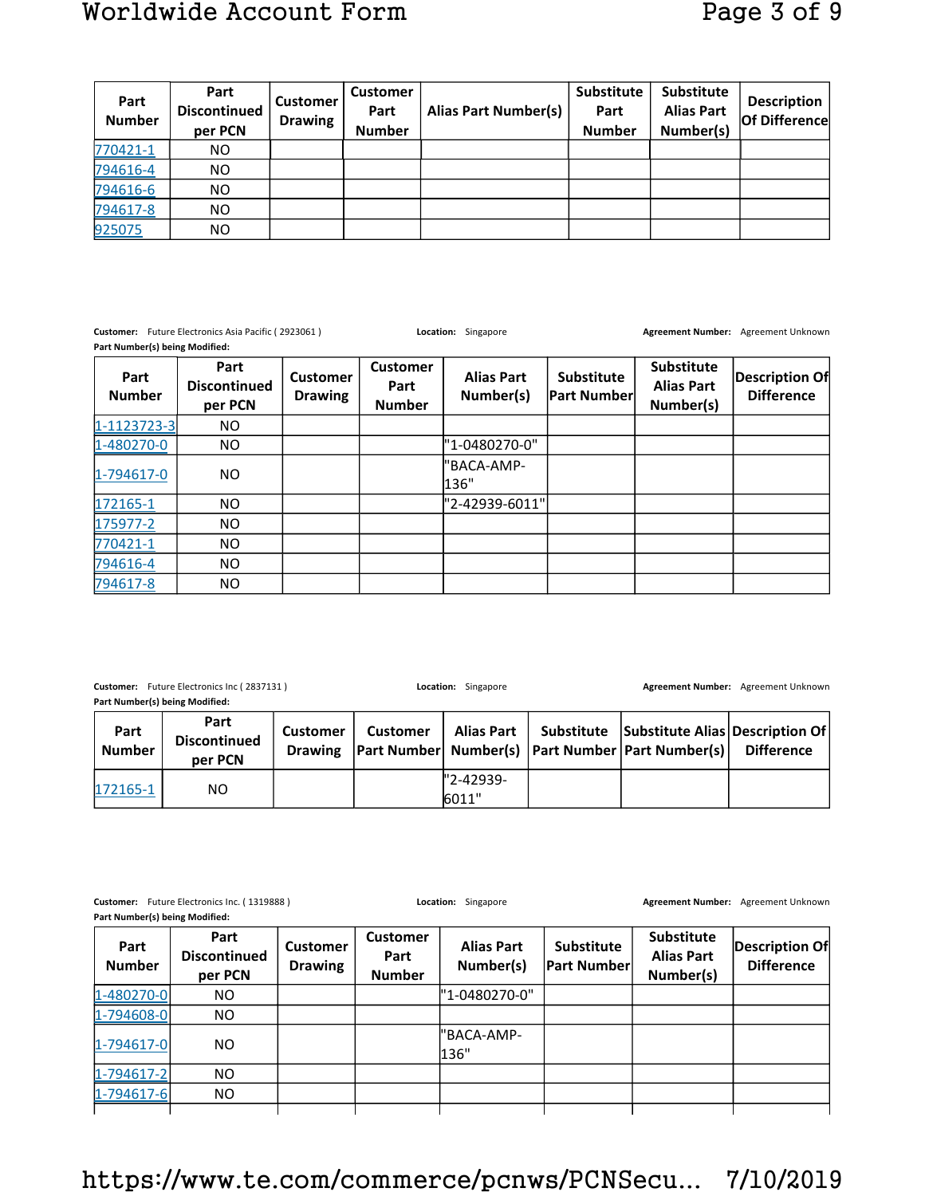| Part Number | Part Discontinued per PCN | Customer Drawing | Customer Part Number | Alias Part Number(s) | Substitute Part Number | Substitute Alias Part Number(s) | Description Of Difference |
|---|---|---|---|---|---|---|---|
| 770421-1 | NO | | | | | | |
| 794616-4 | NO | | | | | | |
| 794616-6 | NO | | | | | | |
| 794617-8 | NO | | | | | | |
| 925075 | NO | | | | | | |

**Customer:** Future Electronics Asia Pacific ( 2923061 ) **Location:** Singapore **Agreement Number:** Agreement Unknown

**Part Number(s) being Modified:**

| Part Number | Part Discontinued per PCN | Customer Drawing | Customer Part Number | Alias Part Number(s) | Substitute Part Number | Substitute Alias Part Number(s) | Description Of Difference |
|---|---|---|---|---|---|---|---|
| 1-1123723-3 | NO | | | | | | |
| 1-480270-0 | NO | | | "1-0480270-0" | | | |
| 1-794617-0 | NO | | | "BACA-AMP-136" | | | |
| 172165-1 | NO | | | "2-42939-6011" | | | |
| 175977-2 | NO | | | | | | |
| 770421-1 | NO | | | | | | |
| 794616-4 | NO | | | | | | |
| 794617-8 | NO | | | | | | |

**Customer:** Future Electronics Inc ( 2837131 ) **Location:** Singapore **Agreement Number:** Agreement Unknown

**Part Number(s) being Modified:**

| Part Number | Part Discontinued per PCN | Customer Drawing | Customer Part Number | Alias Part Number(s) | Substitute Part Number | Substitute Alias Part Number(s) | Description Of Difference |
|---|---|---|---|---|---|---|---|
| 172165-1 | NO | | | "2-42939-6011" | | | |

**Customer:** Future Electronics Inc. ( 1319888 ) **Location:** Singapore **Agreement Number:** Agreement Unknown

**Part Number(s) being Modified:**

| Part Number | Part Discontinued per PCN | Customer Drawing | Customer Part Number | Alias Part Number(s) | Substitute Part Number | Substitute Alias Part Number(s) | Description Of Difference |
|---|---|---|---|---|---|---|---|
| 1-480270-0 | NO | | | "1-0480270-0" | | | |
| 1-794608-0 | NO | | | | | | |
| 1-794617-0 | NO | | | "BACA-AMP-136" | | | |
| 1-794617-2 | NO | | | | | | |
| 1-794617-6 | NO | | | | | | |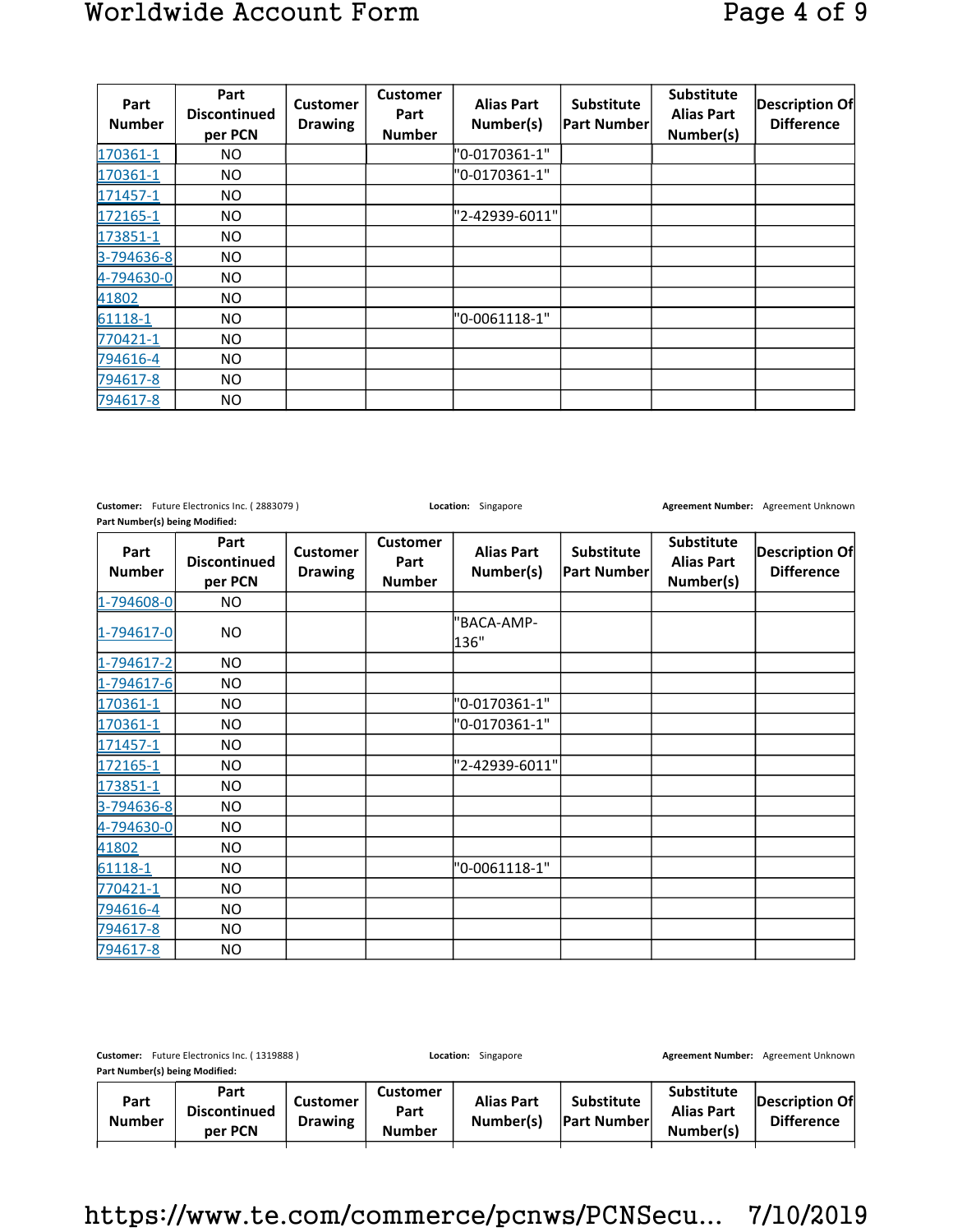| Part Number | Part Discontinued per PCN | Customer Drawing | Customer Part Number | Alias Part Number(s) | Substitute Part Number | Substitute Alias Part Number(s) | Description Of Difference |
|---|---|---|---|---|---|---|---|
| 170361-1 | NO | | | "0-0170361-1" | | | |
| 170361-1 | NO | | | "0-0170361-1" | | | |
| 171457-1 | NO | | | | | | |
| 172165-1 | NO | | | "2-42939-6011" | | | |
| 173851-1 | NO | | | | | | |
| 3-794636-8 | NO | | | | | | |
| 4-794630-0 | NO | | | | | | |
| 41802 | NO | | | | | | |
| 61118-1 | NO | | | "0-0061118-1" | | | |
| 770421-1 | NO | | | | | | |
| 794616-4 | NO | | | | | | |
| 794617-8 | NO | | | | | | |
| 794617-8 | NO | | | | | | |

**Customer:** Future Electronics Inc. ( 2883079 ) **Location:** Singapore **Agreement Number:** Agreement Unknown

**Part Number(s) being Modified:**

| Part Number | Part Discontinued per PCN | Customer Drawing | Customer Part Number | Alias Part Number(s) | Substitute Part Number | Substitute Alias Part Number(s) | Description Of Difference |
|---|---|---|---|---|---|---|---|
| 1-794608-0 | NO | | | | | | |
| 1-794617-0 | NO | | | "BACA-AMP-136" | | | |
| 1-794617-2 | NO | | | | | | |
| 1-794617-6 | NO | | | | | | |
| 170361-1 | NO | | | "0-0170361-1" | | | |
| 170361-1 | NO | | | "0-0170361-1" | | | |
| 171457-1 | NO | | | | | | |
| 172165-1 | NO | | | "2-42939-6011" | | | |
| 173851-1 | NO | | | | | | |
| 3-794636-8 | NO | | | | | | |
| 4-794630-0 | NO | | | | | | |
| 41802 | NO | | | | | | |
| 61118-1 | NO | | | "0-0061118-1" | | | |
| 770421-1 | NO | | | | | | |
| 794616-4 | NO | | | | | | |
| 794617-8 | NO | | | | | | |
| 794617-8 | NO | | | | | | |

**Customer:** Future Electronics Inc. ( 1319888 ) **Location:** Singapore **Agreement Number:** Agreement Unknown

**Part Number(s) being Modified:**

| Part Number | Part Discontinued per PCN | Customer Drawing | Customer Part Number | Alias Part Number(s) | Substitute Part Number | Substitute Alias Part Number(s) | Description Of Difference |
|---|---|---|---|---|---|---|---|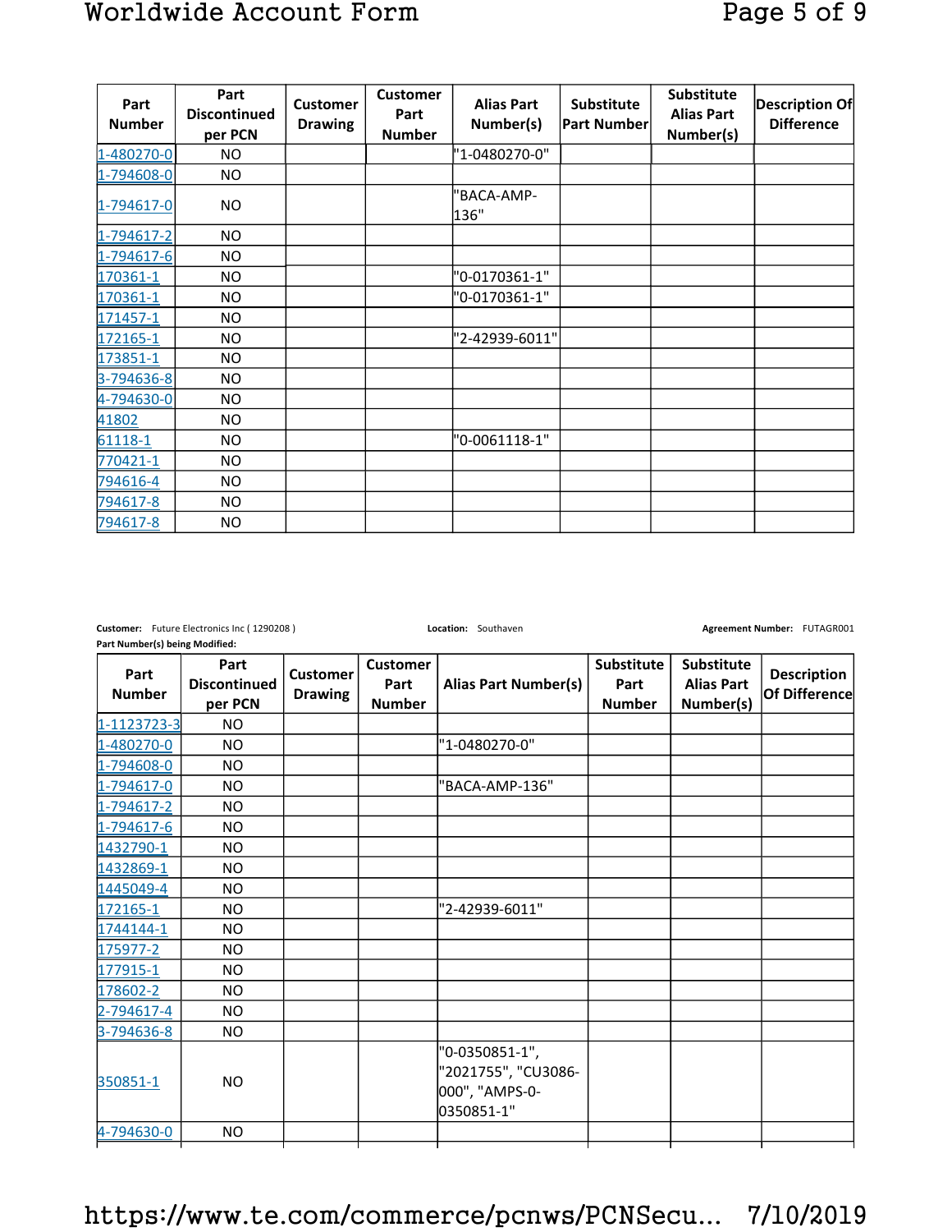| Part Number | Part Discontinued per PCN | Customer Drawing | Customer Part Number | Alias Part Number(s) | Substitute Part Number | Substitute Alias Part Number(s) | Description Of Difference |
|---|---|---|---|---|---|---|---|
| 1-480270-0 | NO | | | "1-0480270-0" | | | |
| 1-794608-0 | NO | | | | | | |
| 1-794617-0 | NO | | | "BACA-AMP-136" | | | |
| 1-794617-2 | NO | | | | | | |
| 1-794617-6 | NO | | | | | | |
| 170361-1 | NO | | | "0-0170361-1" | | | |
| 170361-1 | NO | | | "0-0170361-1" | | | |
| 171457-1 | NO | | | | | | |
| 172165-1 | NO | | | "2-42939-6011" | | | |
| 173851-1 | NO | | | | | | |
| 3-794636-8 | NO | | | | | | |
| 4-794630-0 | NO | | | | | | |
| 41802 | NO | | | | | | |
| 61118-1 | NO | | | "0-0061118-1" | | | |
| 770421-1 | NO | | | | | | |
| 794616-4 | NO | | | | | | |
| 794617-8 | NO | | | | | | |
| 794617-8 | NO | | | | | | |

**Customer:** Future Electronics Inc ( 1290208 ) **Location:** Southaven **Agreement Number:** FUTAGR001

**Part Number(s) being Modified:**

| Part Number | Part Discontinued per PCN | Customer Drawing | Customer Part Number | Alias Part Number(s) | Substitute Part Number | Substitute Alias Part Number(s) | Description Of Difference |
|---|---|---|---|---|---|---|---|
| 1-1123723-3 | NO | | | | | | |
| 1-480270-0 | NO | | | "1-0480270-0" | | | |
| 1-794608-0 | NO | | | | | | |
| 1-794617-0 | NO | | | "BACA-AMP-136" | | | |
| 1-794617-2 | NO | | | | | | |
| 1-794617-6 | NO | | | | | | |
| 1432790-1 | NO | | | | | | |
| 1432869-1 | NO | | | | | | |
| 1445049-4 | NO | | | | | | |
| 172165-1 | NO | | | "2-42939-6011" | | | |
| 1744144-1 | NO | | | | | | |
| 175977-2 | NO | | | | | | |
| 177915-1 | NO | | | | | | |
| 178602-2 | NO | | | | | | |
| 2-794617-4 | NO | | | | | | |
| 3-794636-8 | NO | | | | | | |
| 350851-1 | NO | | | "0-0350851-1", "2021755", "CU3086-000", "AMPS-0-0350851-1" | | | |
| 4-794630-0 | NO | | | | | | |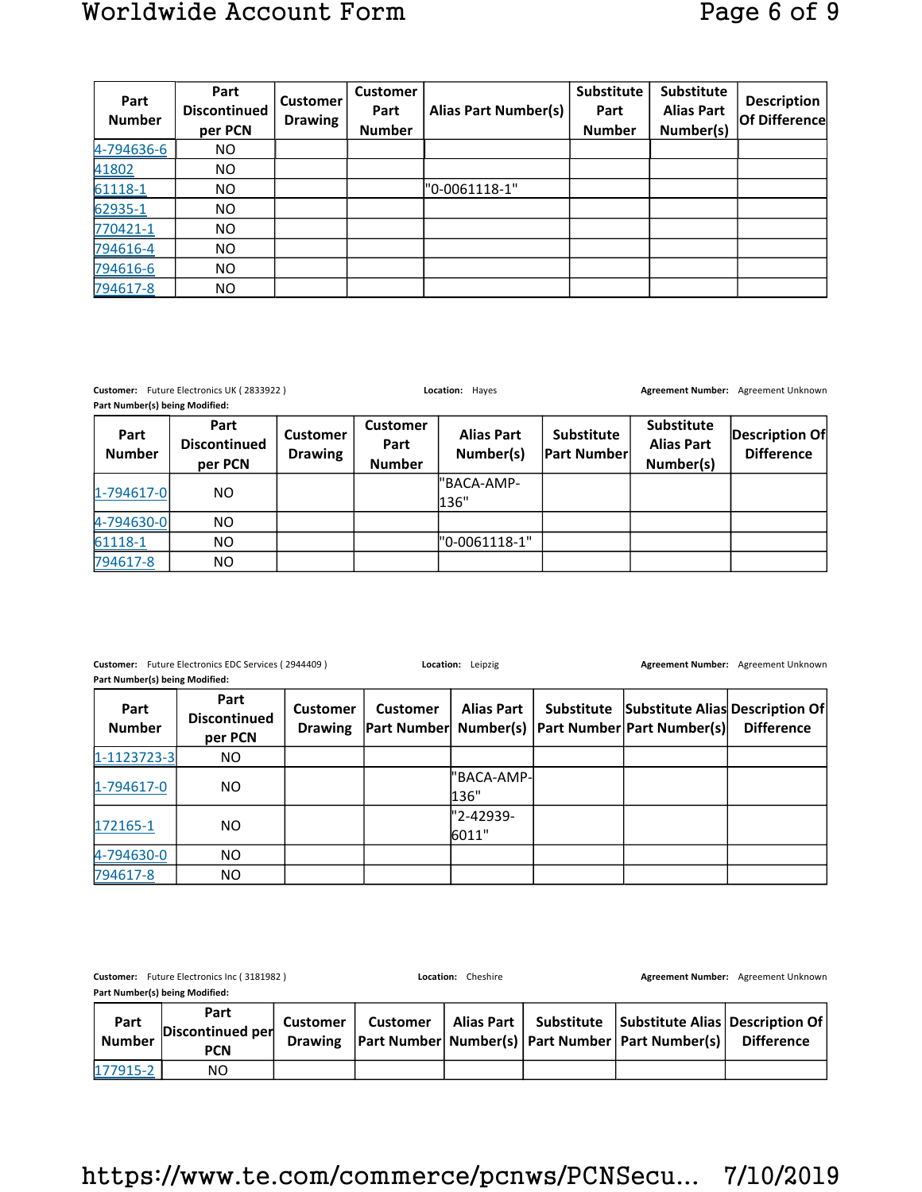| Part Number | Part Discontinued per PCN | Customer Drawing | Customer Part Number | Alias Part Number(s) | Substitute Part Number | Substitute Alias Part Number(s) | Description Of Difference |
|---|---|---|---|---|---|---|---|
| 4-794636-6 | NO | | | | | | |
| 41802 | NO | | | | | | |
| 61118-1 | NO | | | "0-0061118-1" | | | |
| 62935-1 | NO | | | | | | |
| 770421-1 | NO | | | | | | |
| 794616-4 | NO | | | | | | |
| 794616-6 | NO | | | | | | |
| 794617-8 | NO | | | | | | |

**Customer:** Future Electronics UK ( 2833922 ) **Location:** Hayes **Agreement Number:** Agreement Unknown

**Part Number(s) being Modified:**

| Part Number | Part Discontinued per PCN | Customer Drawing | Customer Part Number | Alias Part Number(s) | Substitute Part Number | Substitute Alias Part Number(s) | Description Of Difference |
|---|---|---|---|---|---|---|---|
| 1-794617-0 | NO | | | "BACA-AMP-136" | | | |
| 4-794630-0 | NO | | | | | | |
| 61118-1 | NO | | | "0-0061118-1" | | | |
| 794617-8 | NO | | | | | | |

**Customer:** Future Electronics EDC Services ( 2944409 ) **Location:** Leipzig **Agreement Number:** Agreement Unknown

**Part Number(s) being Modified:**

| Part Number | Part Discontinued per PCN | Customer Drawing | Customer Part Number | Alias Part Number(s) | Substitute Part Number | Substitute Alias Part Number(s) | Description Of Difference |
|---|---|---|---|---|---|---|---|
| 1-1123723-3 | NO | | | | | | |
| 1-794617-0 | NO | | | "BACA-AMP-136" | | | |
| 172165-1 | NO | | | "2-42939-6011" | | | |
| 4-794630-0 | NO | | | | | | |
| 794617-8 | NO | | | | | | |

**Customer:** Future Electronics Inc ( 3181982 ) **Location:** Cheshire **Agreement Number:** Agreement Unknown

**Part Number(s) being Modified:**

| Part Number | Part Discontinued per PCN | Customer Drawing | Customer Part Number | Alias Part Number(s) | Substitute Part Number | Substitute Alias Part Number(s) | Description Of Difference |
|---|---|---|---|---|---|---|---|
| 177915-2 | NO | | | | | | |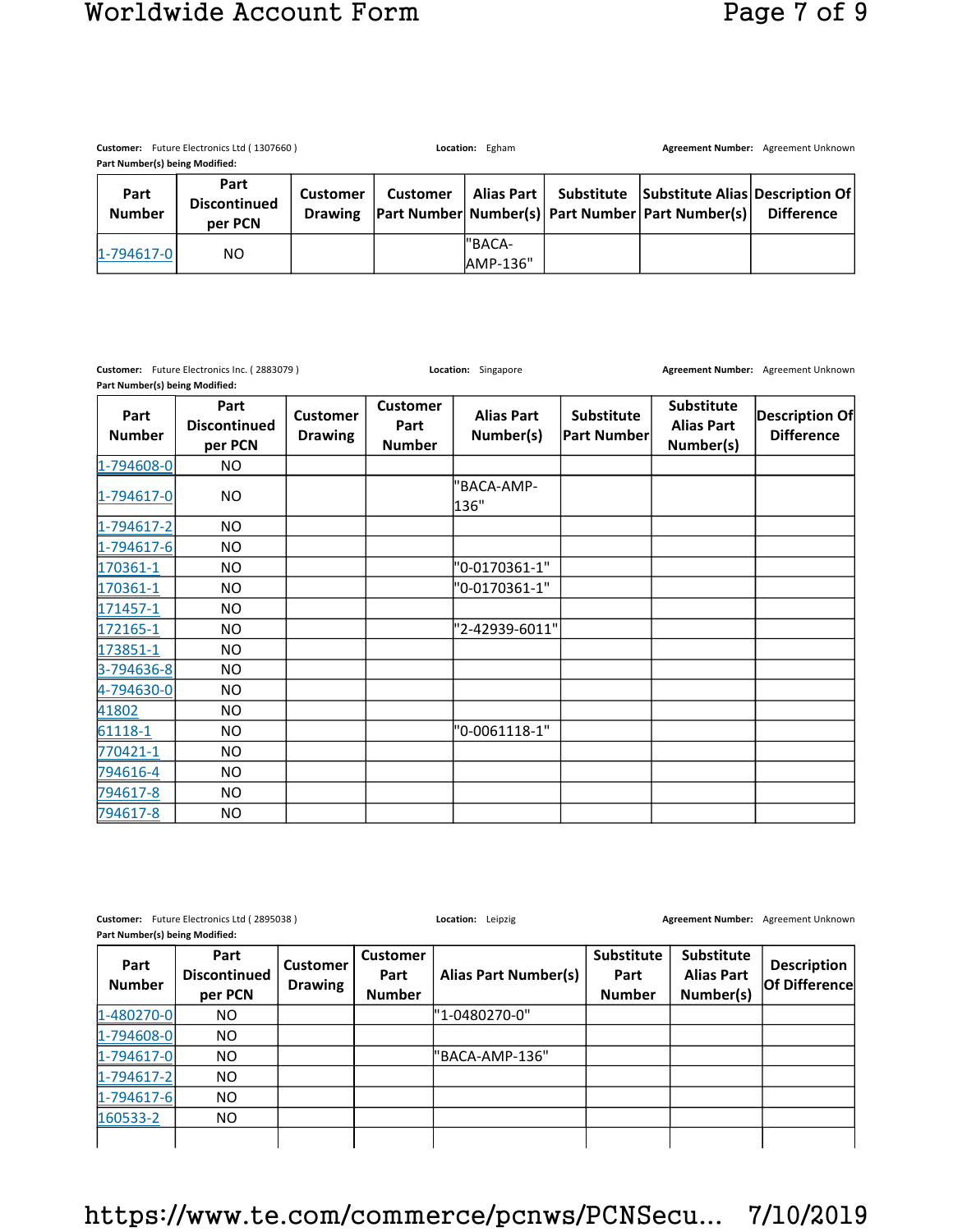**Customer:** Future Electronics Ltd ( 1307660 ) **Location:** Egham **Agreement Number:** Agreement Unknown

**Part Number(s) being Modified:**

| Part Number | Part Discontinued per PCN | Customer Drawing | Customer Part Number | Alias Part Number(s) | Substitute Part Number | Substitute Alias Part Number(s) | Description Of Difference |
|---|---|---|---|---|---|---|---|
| 1-794617-0 | NO | | | "BACA-AMP-136" | | | |

**Customer:** Future Electronics Inc. ( 2883079 ) **Location:** Singapore **Agreement Number:** Agreement Unknown

**Part Number(s) being Modified:**

| Part Number | Part Discontinued per PCN | Customer Drawing | Customer Part Number | Alias Part Number(s) | Substitute Part Number | Substitute Alias Part Number(s) | Description Of Difference |
|---|---|---|---|---|---|---|---|
| 1-794608-0 | NO | | | | | | |
| 1-794617-0 | NO | | | "BACA-AMP-136" | | | |
| 1-794617-2 | NO | | | | | | |
| 1-794617-6 | NO | | | | | | |
| 170361-1 | NO | | | "0-0170361-1" | | | |
| 170361-1 | NO | | | "0-0170361-1" | | | |
| 171457-1 | NO | | | | | | |
| 172165-1 | NO | | | "2-42939-6011" | | | |
| 173851-1 | NO | | | | | | |
| 3-794636-8 | NO | | | | | | |
| 4-794630-0 | NO | | | | | | |
| 41802 | NO | | | | | | |
| 61118-1 | NO | | | "0-0061118-1" | | | |
| 770421-1 | NO | | | | | | |
| 794616-4 | NO | | | | | | |
| 794617-8 | NO | | | | | | |
| 794617-8 | NO | | | | | | |

**Customer:** Future Electronics Ltd ( 2895038 ) **Location:** Leipzig **Agreement Number:** Agreement Unknown

**Part Number(s) being Modified:**

| Part Number | Part Discontinued per PCN | Customer Drawing | Customer Part Number | Alias Part Number(s) | Substitute Part Number | Substitute Alias Part Number(s) | Description Of Difference |
|---|---|---|---|---|---|---|---|
| 1-480270-0 | NO | | | "1-0480270-0" | | | |
| 1-794608-0 | NO | | | | | | |
| 1-794617-0 | NO | | | "BACA-AMP-136" | | | |
| 1-794617-2 | NO | | | | | | |
| 1-794617-6 | NO | | | | | | |
| 160533-2 | NO | | | | | | |
| | | | | | | | |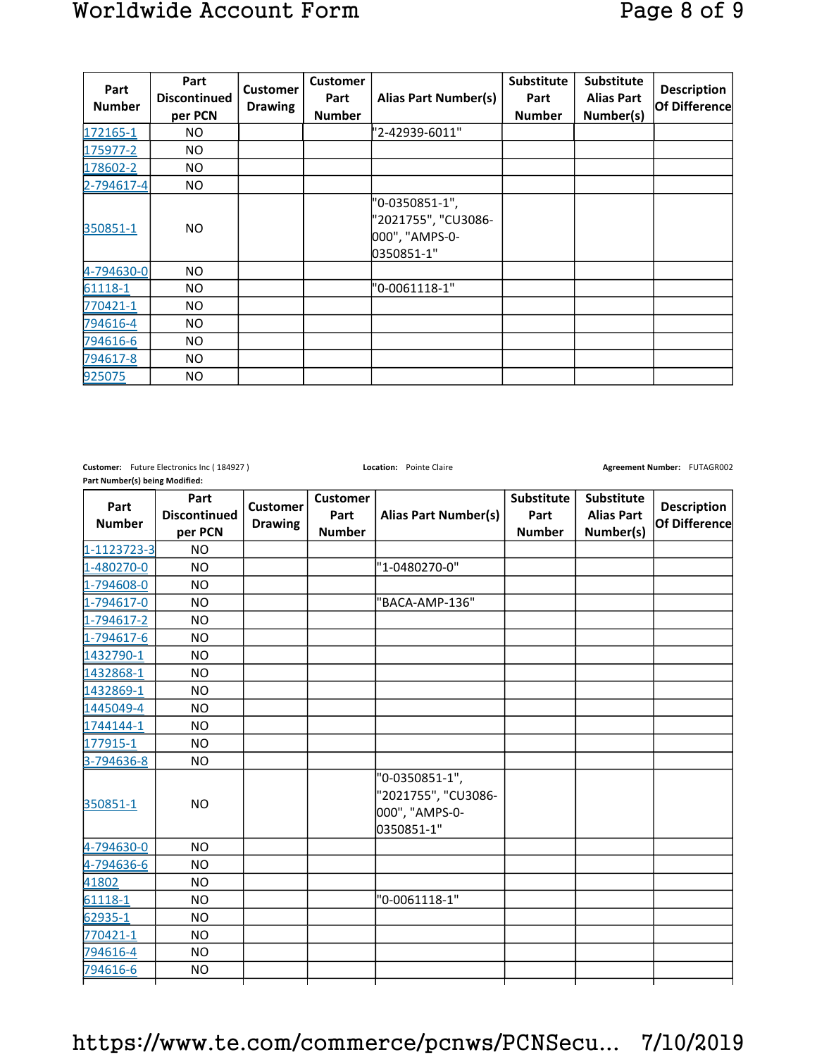| Part Number | Part Discontinued per PCN | Customer Drawing | Customer Part Number | Alias Part Number(s) | Substitute Part Number | Substitute Alias Part Number(s) | Description Of Difference |
|---|---|---|---|---|---|---|---|
| 172165-1 | NO | | | "2-42939-6011" | | | |
| 175977-2 | NO | | | | | | |
| 178602-2 | NO | | | | | | |
| 2-794617-4 | NO | | | | | | |
| 350851-1 | NO | | | "0-0350851-1", "2021755", "CU3086-000", "AMPS-0-0350851-1" | | | |
| 4-794630-0 | NO | | | | | | |
| 61118-1 | NO | | | "0-0061118-1" | | | |
| 770421-1 | NO | | | | | | |
| 794616-4 | NO | | | | | | |
| 794616-6 | NO | | | | | | |
| 794617-8 | NO | | | | | | |
| 925075 | NO | | | | | | |

**Customer:** Future Electronics Inc ( 184927 ) **Location:** Pointe Claire **Agreement Number:** FUTAGR002

**Part Number(s) being Modified:**

| Part Number | Part Discontinued per PCN | Customer Drawing | Customer Part Number | Alias Part Number(s) | Substitute Part Number | Substitute Alias Part Number(s) | Description Of Difference |
|---|---|---|---|---|---|---|---|
| 1-1123723-3 | NO | | | | | | |
| 1-480270-0 | NO | | | "1-0480270-0" | | | |
| 1-794608-0 | NO | | | | | | |
| 1-794617-0 | NO | | | "BACA-AMP-136" | | | |
| 1-794617-2 | NO | | | | | | |
| 1-794617-6 | NO | | | | | | |
| 1432790-1 | NO | | | | | | |
| 1432868-1 | NO | | | | | | |
| 1432869-1 | NO | | | | | | |
| 1445049-4 | NO | | | | | | |
| 1744144-1 | NO | | | | | | |
| 177915-1 | NO | | | | | | |
| 3-794636-8 | NO | | | | | | |
| 350851-1 | NO | | | "0-0350851-1", "2021755", "CU3086-000", "AMPS-0-0350851-1" | | | |
| 4-794630-0 | NO | | | | | | |
| 4-794636-6 | NO | | | | | | |
| 41802 | NO | | | | | | |
| 61118-1 | NO | | | "0-0061118-1" | | | |
| 62935-1 | NO | | | | | | |
| 770421-1 | NO | | | | | | |
| 794616-4 | NO | | | | | | |
| 794616-6 | NO | | | | | | |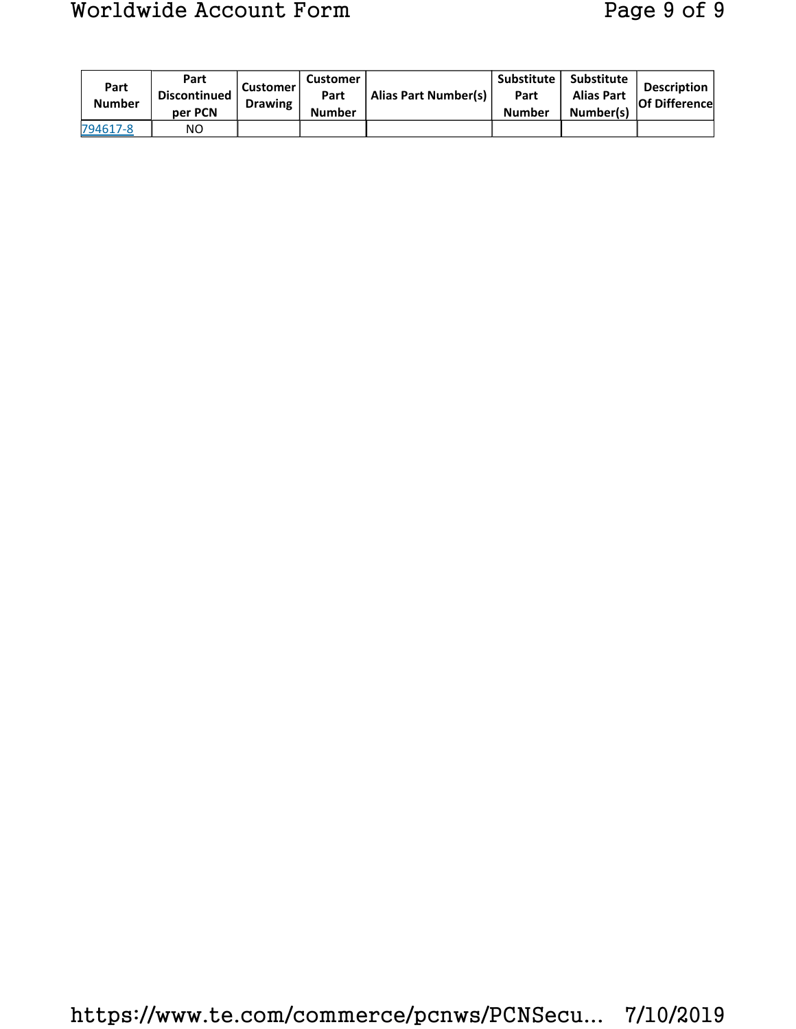| Part Number | Part Discontinued per PCN | Customer Drawing | Customer Part Number | Alias Part Number(s) | Substitute Part Number | Substitute Alias Part Number(s) | Description Of Difference |
|---|---|---|---|---|---|---|---|
| 794617-8 | NO | | | | | | |